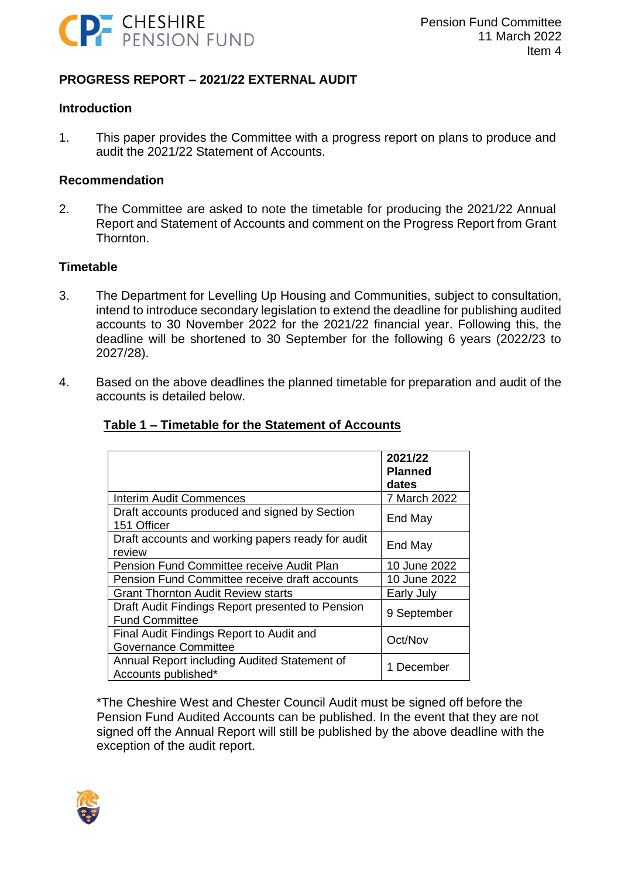# PROGRESS REPORT – 2021/22 EXTERNAL AUDIT

## Introduction

1. This paper provides the Committee with a progress report on plans to produce and audit the 2021/22 Statement of Accounts.

## Recommendation

2. The Committee are asked to note the timetable for producing the 2021/22 Annual Report and Statement of Accounts and comment on the Progress Report from Grant Thornton.

## Timetable

3. The Department for Levelling Up Housing and Communities, subject to consultation, intend to introduce secondary legislation to extend the deadline for publishing audited accounts to 30 November 2022 for the 2021/22 financial year. Following this, the deadline will be shortened to 30 September for the following 6 years (2022/23 to 2027/28).

4. Based on the above deadlines the planned timetable for preparation and audit of the accounts is detailed below.

**Table 1 – Timetable for the Statement of Accounts**

| | 2021/22 Planned dates |
|---|---|
| Interim Audit Commences | 7 March 2022 |
| Draft accounts produced and signed by Section 151 Officer | End May |
| Draft accounts and working papers ready for audit review | End May |
| Pension Fund Committee receive Audit Plan | 10 June 2022 |
| Pension Fund Committee receive draft accounts | 10 June 2022 |
| Grant Thornton Audit Review starts | Early July |
| Draft Audit Findings Report presented to Pension Fund Committee | 9 September |
| Final Audit Findings Report to Audit and Governance Committee | Oct/Nov |
| Annual Report including Audited Statement of Accounts published* | 1 December |

*The Cheshire West and Chester Council Audit must be signed off before the Pension Fund Audited Accounts can be published. In the event that they are not signed off the Annual Report will still be published by the above deadline with the exception of the audit report.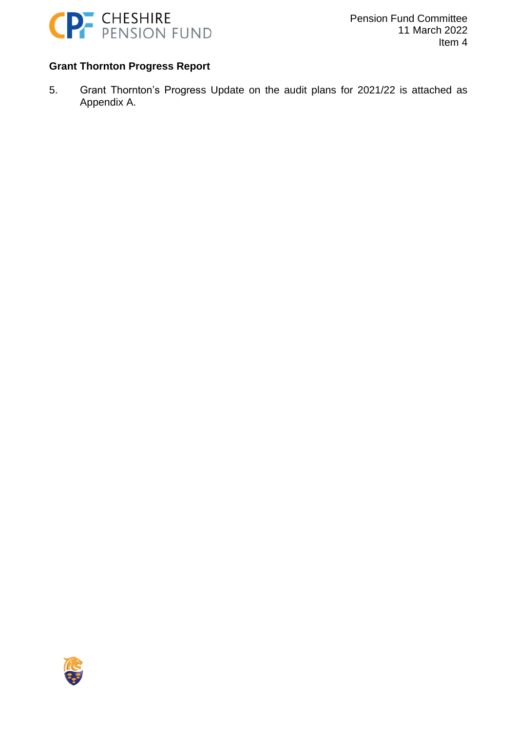## Grant Thornton Progress Report

5. Grant Thornton's Progress Update on the audit plans for 2021/22 is attached as Appendix A.